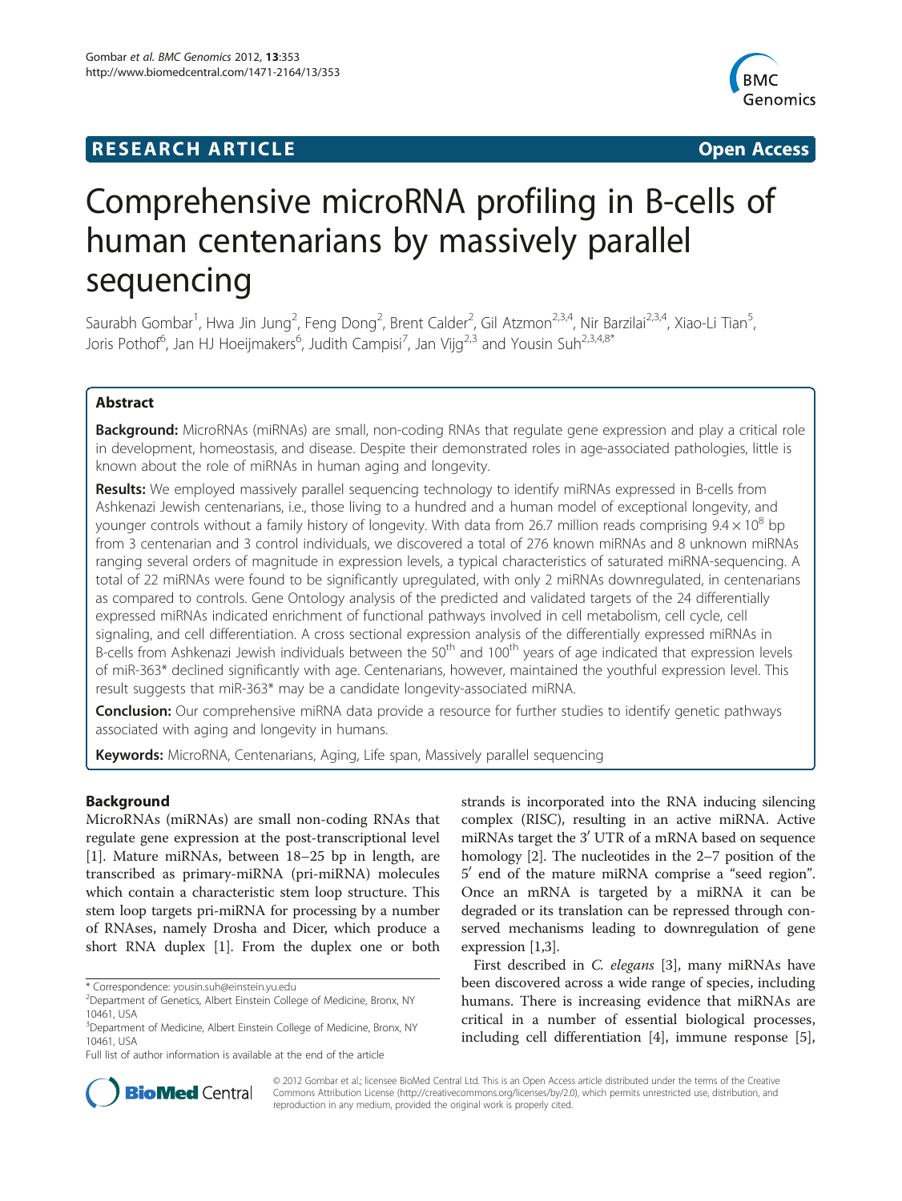**RESEARCH ARTICLE** **Open Access**

# Comprehensive microRNA profiling in B-cells of human centenarians by massively parallel sequencing

Saurabh Gombar[1], Hwa Jin Jung[2], Feng Dong[2], Brent Calder[2], Gil Atzmon[2,3,4], Nir Barzilai[2,3,4], Xiao-Li Tian[5], Joris Pothof[6], Jan HJ Hoeijmakers[6], Judith Campisi[7], Jan Vijg[2,3] and Yousin Suh[2,3,4,8*]

## Abstract

**Background:** MicroRNAs (miRNAs) are small, non-coding RNAs that regulate gene expression and play a critical role in development, homeostasis, and disease. Despite their demonstrated roles in age-associated pathologies, little is known about the role of miRNAs in human aging and longevity.

**Results:** We employed massively parallel sequencing technology to identify miRNAs expressed in B-cells from Ashkenazi Jewish centenarians, i.e., those living to a hundred and a human model of exceptional longevity, and younger controls without a family history of longevity. With data from 26.7 million reads comprising $9.4 \times 10^8$ bp from 3 centenarian and 3 control individuals, we discovered a total of 276 known miRNAs and 8 unknown miRNAs ranging several orders of magnitude in expression levels, a typical characteristics of saturated miRNA-sequencing. A total of 22 miRNAs were found to be significantly upregulated, with only 2 miRNAs downregulated, in centenarians as compared to controls. Gene Ontology analysis of the predicted and validated targets of the 24 differentially expressed miRNAs indicated enrichment of functional pathways involved in cell metabolism, cell cycle, cell signaling, and cell differentiation. A cross sectional expression analysis of the differentially expressed miRNAs in B-cells from Ashkenazi Jewish individuals between the 50$^{th}$ and 100$^{th}$ years of age indicated that expression levels of miR-363* declined significantly with age. Centenarians, however, maintained the youthful expression level. This result suggests that miR-363* may be a candidate longevity-associated miRNA.

**Conclusion:** Our comprehensive miRNA data provide a resource for further studies to identify genetic pathways associated with aging and longevity in humans.

**Keywords:** MicroRNA, Centenarians, Aging, Life span, Massively parallel sequencing

## Background

MicroRNAs (miRNAs) are small non-coding RNAs that regulate gene expression at the post-transcriptional level [1]. Mature miRNAs, between 18–25 bp in length, are transcribed as primary-miRNA (pri-miRNA) molecules which contain a characteristic stem loop structure. This stem loop targets pri-miRNA for processing by a number of RNAses, namely Drosha and Dicer, which produce a short RNA duplex [1]. From the duplex one or both strands is incorporated into the RNA inducing silencing complex (RISC), resulting in an active miRNA. Active miRNAs target the 3′ UTR of a mRNA based on sequence homology [2]. The nucleotides in the 2–7 position of the 5′ end of the mature miRNA comprise a "seed region". Once an mRNA is targeted by a miRNA it can be degraded or its translation can be repressed through conserved mechanisms leading to downregulation of gene expression [1,3].

First described in *C. elegans* [3], many miRNAs have been discovered across a wide range of species, including humans. There is increasing evidence that miRNAs are critical in a number of essential biological processes, including cell differentiation [4], immune response [5],

\* Correspondence: yousin.suh@einstein.yu.edu
[2]Department of Genetics, Albert Einstein College of Medicine, Bronx, NY 10461, USA
[3]Department of Medicine, Albert Einstein College of Medicine, Bronx, NY 10461, USA
Full list of author information is available at the end of the article

© 2012 Gombar et al.; licensee BioMed Central Ltd. This is an Open Access article distributed under the terms of the Creative Commons Attribution License (http://creativecommons.org/licenses/by/2.0), which permits unrestricted use, distribution, and reproduction in any medium, provided the original work is properly cited.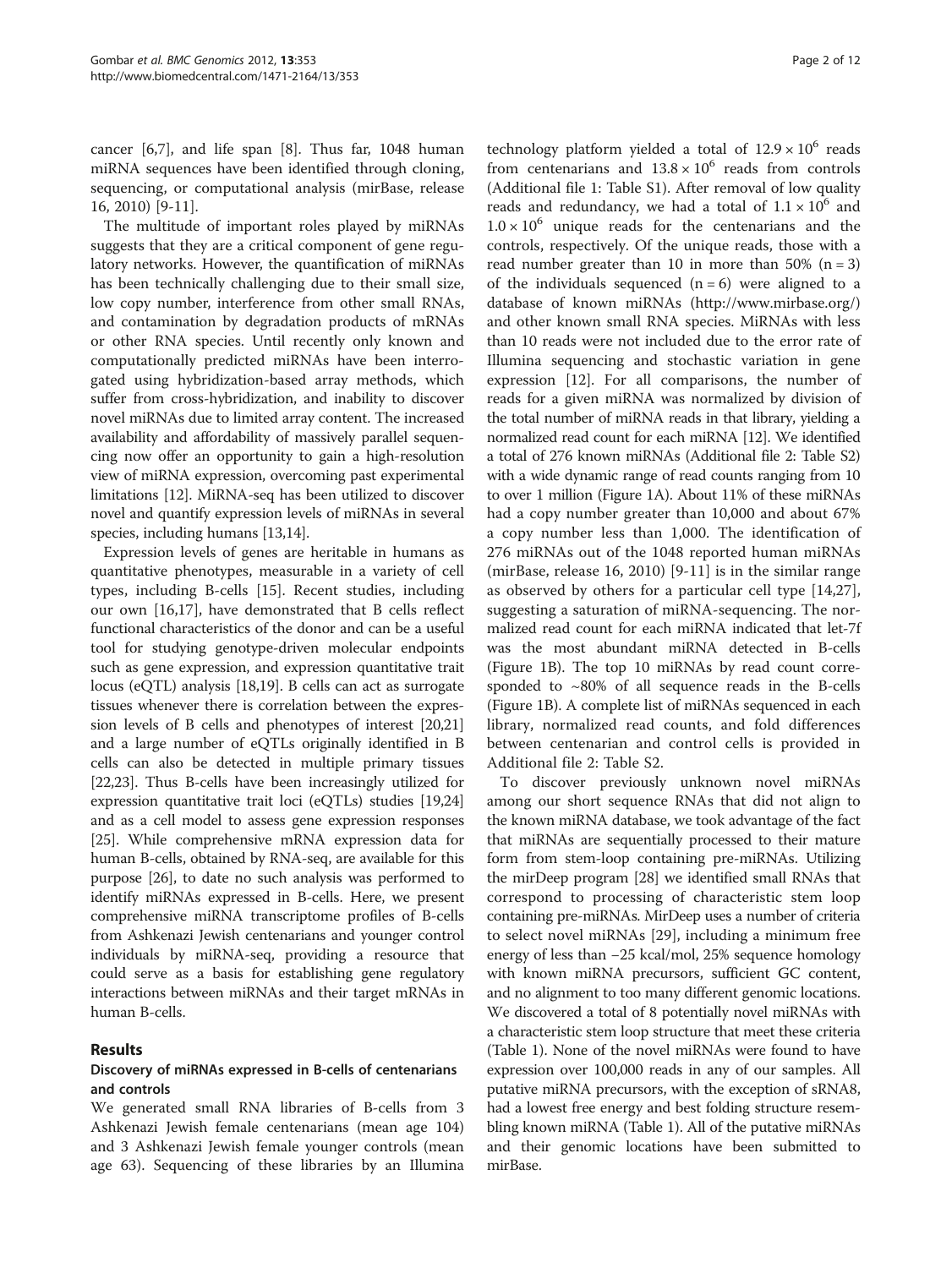cancer [6,7], and life span [8]. Thus far, 1048 human miRNA sequences have been identified through cloning, sequencing, or computational analysis (mirBase, release 16, 2010) [9-11].

The multitude of important roles played by miRNAs suggests that they are a critical component of gene regulatory networks. However, the quantification of miRNAs has been technically challenging due to their small size, low copy number, interference from other small RNAs, and contamination by degradation products of mRNAs or other RNA species. Until recently only known and computationally predicted miRNAs have been interrogated using hybridization-based array methods, which suffer from cross-hybridization, and inability to discover novel miRNAs due to limited array content. The increased availability and affordability of massively parallel sequencing now offer an opportunity to gain a high-resolution view of miRNA expression, overcoming past experimental limitations [12]. MiRNA-seq has been utilized to discover novel and quantify expression levels of miRNAs in several species, including humans [13,14].

Expression levels of genes are heritable in humans as quantitative phenotypes, measurable in a variety of cell types, including B-cells [15]. Recent studies, including our own [16,17], have demonstrated that B cells reflect functional characteristics of the donor and can be a useful tool for studying genotype-driven molecular endpoints such as gene expression, and expression quantitative trait locus (eQTL) analysis [18,19]. B cells can act as surrogate tissues whenever there is correlation between the expression levels of B cells and phenotypes of interest [20,21] and a large number of eQTLs originally identified in B cells can also be detected in multiple primary tissues [22,23]. Thus B-cells have been increasingly utilized for expression quantitative trait loci (eQTLs) studies [19,24] and as a cell model to assess gene expression responses [25]. While comprehensive mRNA expression data for human B-cells, obtained by RNA-seq, are available for this purpose [26], to date no such analysis was performed to identify miRNAs expressed in B-cells. Here, we present comprehensive miRNA transcriptome profiles of B-cells from Ashkenazi Jewish centenarians and younger control individuals by miRNA-seq, providing a resource that could serve as a basis for establishing gene regulatory interactions between miRNAs and their target mRNAs in human B-cells.

## Results

### Discovery of miRNAs expressed in B-cells of centenarians and controls

We generated small RNA libraries of B-cells from 3 Ashkenazi Jewish female centenarians (mean age 104) and 3 Ashkenazi Jewish female younger controls (mean age 63). Sequencing of these libraries by an Illumina technology platform yielded a total of $12.9 \times 10^6$ reads from centenarians and $13.8 \times 10^6$ reads from controls (Additional file 1: Table S1). After removal of low quality reads and redundancy, we had a total of $1.1 \times 10^6$ and $1.0 \times 10^6$ unique reads for the centenarians and the controls, respectively. Of the unique reads, those with a read number greater than 10 in more than 50% (n = 3) of the individuals sequenced (n = 6) were aligned to a database of known miRNAs (http://www.mirbase.org/) and other known small RNA species. MiRNAs with less than 10 reads were not included due to the error rate of Illumina sequencing and stochastic variation in gene expression [12]. For all comparisons, the number of reads for a given miRNA was normalized by division of the total number of miRNA reads in that library, yielding a normalized read count for each miRNA [12]. We identified a total of 276 known miRNAs (Additional file 2: Table S2) with a wide dynamic range of read counts ranging from 10 to over 1 million (Figure 1A). About 11% of these miRNAs had a copy number greater than 10,000 and about 67% a copy number less than 1,000. The identification of 276 miRNAs out of the 1048 reported human miRNAs (mirBase, release 16, 2010) [9-11] is in the similar range as observed by others for a particular cell type [14,27], suggesting a saturation of miRNA-sequencing. The normalized read count for each miRNA indicated that let-7f was the most abundant miRNA detected in B-cells (Figure 1B). The top 10 miRNAs by read count corresponded to ~80% of all sequence reads in the B-cells (Figure 1B). A complete list of miRNAs sequenced in each library, normalized read counts, and fold differences between centenarian and control cells is provided in Additional file 2: Table S2.

To discover previously unknown novel miRNAs among our short sequence RNAs that did not align to the known miRNA database, we took advantage of the fact that miRNAs are sequentially processed to their mature form from stem-loop containing pre-miRNAs. Utilizing the mirDeep program [28] we identified small RNAs that correspond to processing of characteristic stem loop containing pre-miRNAs. MirDeep uses a number of criteria to select novel miRNAs [29], including a minimum free energy of less than −25 kcal/mol, 25% sequence homology with known miRNA precursors, sufficient GC content, and no alignment to too many different genomic locations. We discovered a total of 8 potentially novel miRNAs with a characteristic stem loop structure that meet these criteria (Table 1). None of the novel miRNAs were found to have expression over 100,000 reads in any of our samples. All putative miRNA precursors, with the exception of sRNA8, had a lowest free energy and best folding structure resembling known miRNA (Table 1). All of the putative miRNAs and their genomic locations have been submitted to mirBase.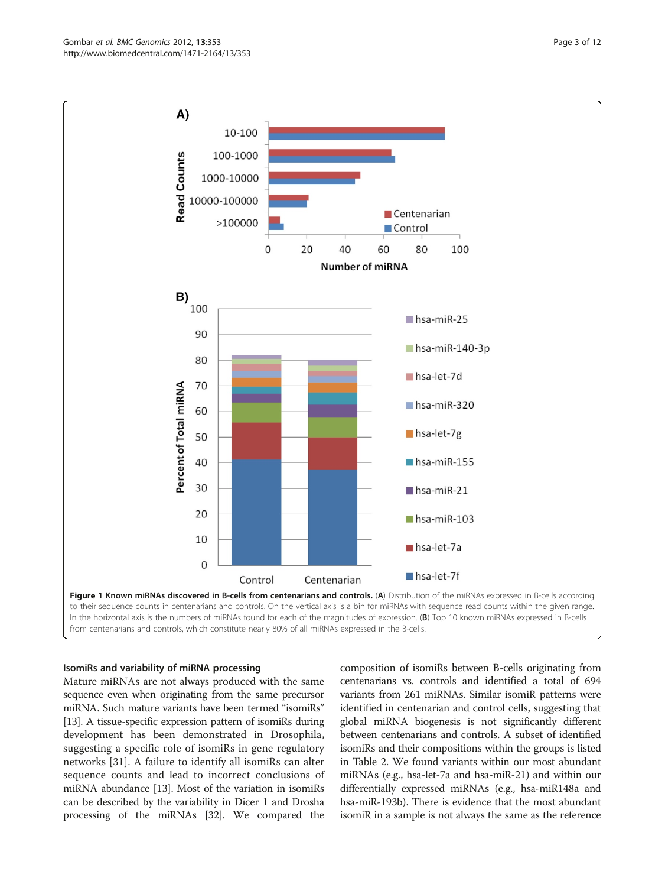**Figure 1 Known miRNAs discovered in B-cells from centenarians and controls.** (**A**) Distribution of the miRNAs expressed in B-cells according to their sequence counts in centenarians and controls. On the vertical axis is a bin for miRNAs with sequence read counts within the given range. In the horizontal axis is the numbers of miRNAs found for each of the magnitudes of expression. (**B**) Top 10 known miRNAs expressed in B-cells from centenarians and controls, which constitute nearly 80% of all miRNAs expressed in the B-cells.

### IsomiRs and variability of miRNA processing

Mature miRNAs are not always produced with the same sequence even when originating from the same precursor miRNA. Such mature variants have been termed "isomiRs" [13]. A tissue-specific expression pattern of isomiRs during development has been demonstrated in Drosophila, suggesting a specific role of isomiRs in gene regulatory networks [31]. A failure to identify all isomiRs can alter sequence counts and lead to incorrect conclusions of miRNA abundance [13]. Most of the variation in isomiRs can be described by the variability in Dicer 1 and Drosha processing of the miRNAs [32]. We compared the composition of isomiRs between B-cells originating from centenarians vs. controls and identified a total of 694 variants from 261 miRNAs. Similar isomiR patterns were identified in centenarian and control cells, suggesting that global miRNA biogenesis is not significantly different between centenarians and controls. A subset of identified isomiRs and their compositions within the groups is listed in Table 2. We found variants within our most abundant miRNAs (e.g., hsa-let-7a and hsa-miR-21) and within our differentially expressed miRNAs (e.g., hsa-miR148a and hsa-miR-193b). There is evidence that the most abundant isomiR in a sample is not always the same as the reference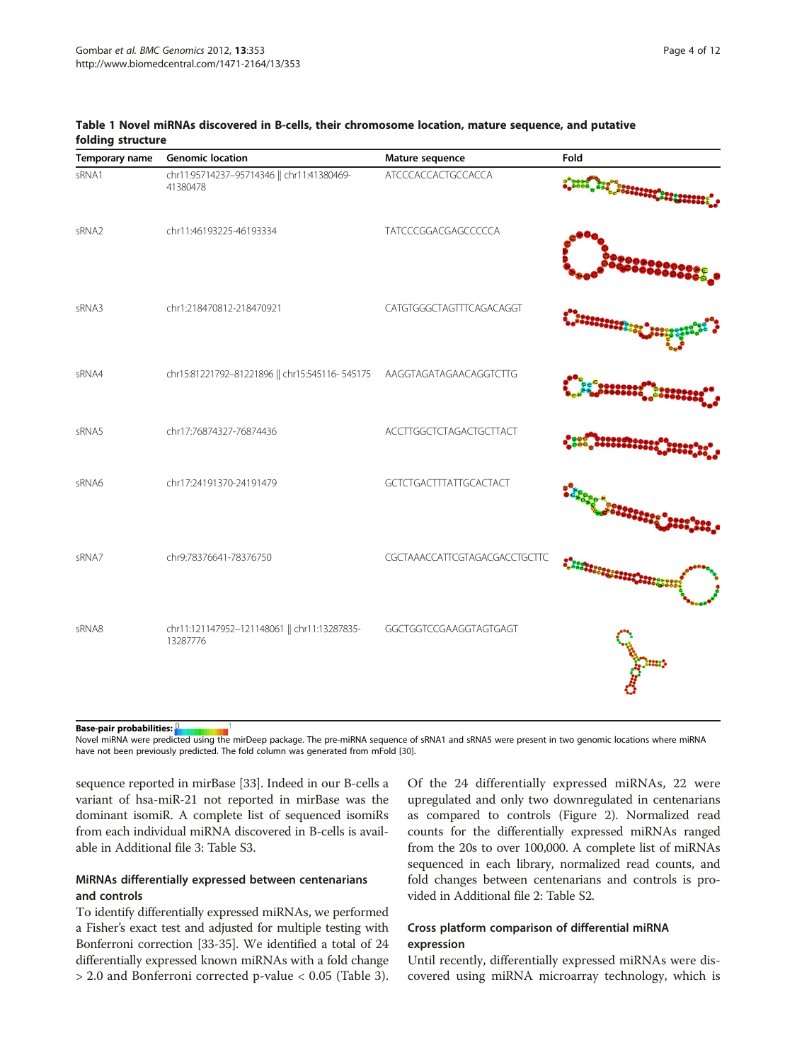**Table 1 Novel miRNAs discovered in B-cells, their chromosome location, mature sequence, and putative folding structure**

| Temporary name | Genomic location | Mature sequence | Fold |
|---|---|---|---|
| sRNA1 | chr11:95714237–95714346 \|\| chr11:41380469-41380478 | ATCCCACCACTGCCACCA | |
| sRNA2 | chr11:46193225-46193334 | TATCCCGGACGAGCCCCCA | |
| sRNA3 | chr1:218470812-218470921 | CATGTGGGCTAGTTTCAGACAGGT | |
| sRNA4 | chr15:81221792–81221896 \|\| chr15:545116- 545175 | AAGGTAGATAGAACAGGTCTTG | |
| sRNA5 | chr17:76874327-76874436 | ACCTTGGCTCTAGACTGCTTACT | |
| sRNA6 | chr17:24191370-24191479 | GCTCTGACTTTATTGCACTACT | |
| sRNA7 | chr9:78376641-78376750 | CGCTAAACCATTCGTAGACGACCTGCTTC | |
| sRNA8 | chr11:121147952–121148061 \|\| chr11:13287835-13287776 | GGCTGGTCCGAAGGTAGTGAGT | |

**Base-pair probabilities:** 0 – 1

Novel miRNA were predicted using the mirDeep package. The pre-miRNA sequence of sRNA1 and sRNA5 were present in two genomic locations where miRNA have not been previously predicted. The fold column was generated from mFold [30].

sequence reported in mirBase [33]. Indeed in our B-cells a variant of hsa-miR-21 not reported in mirBase was the dominant isomiR. A complete list of sequenced isomiRs from each individual miRNA discovered in B-cells is available in Additional file 3: Table S3.

### MiRNAs differentially expressed between centenarians and controls

To identify differentially expressed miRNAs, we performed a Fisher's exact test and adjusted for multiple testing with Bonferroni correction [33-35]. We identified a total of 24 differentially expressed known miRNAs with a fold change > 2.0 and Bonferroni corrected p-value < 0.05 (Table 3). Of the 24 differentially expressed miRNAs, 22 were upregulated and only two downregulated in centenarians as compared to controls (Figure 2). Normalized read counts for the differentially expressed miRNAs ranged from the 20s to over 100,000. A complete list of miRNAs sequenced in each library, normalized read counts, and fold changes between centenarians and controls is provided in Additional file 2: Table S2.

### Cross platform comparison of differential miRNA expression

Until recently, differentially expressed miRNAs were discovered using miRNA microarray technology, which is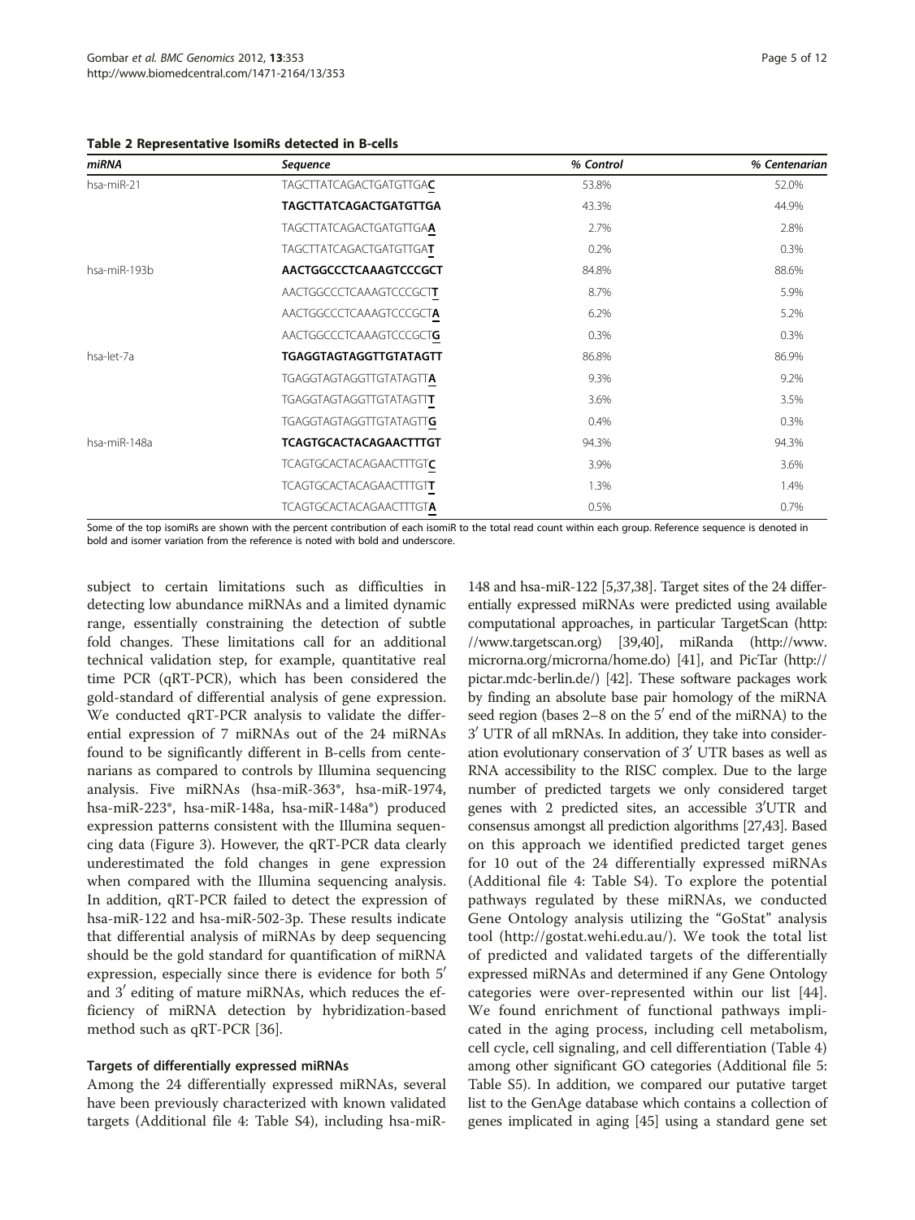**Table 2 Representative IsomiRs detected in B-cells**

| *miRNA* | *Sequence* | *% Control* | *% Centenarian* |
|---|---|---|---|
| hsa-miR-21 | TAGCTTATCAGACTGATGTTGA**C** | 53.8% | 52.0% |
| | **TAGCTTATCAGACTGATGTTGA** | 43.3% | 44.9% |
| | TAGCTTATCAGACTGATGTTGA**A** | 2.7% | 2.8% |
| | TAGCTTATCAGACTGATGTTGA**T** | 0.2% | 0.3% |
| hsa-miR-193b | **AACTGGCCCTCAAAGTCCCGCT** | 84.8% | 88.6% |
| | AACTGGCCCTCAAAGTCCCGCT**T** | 8.7% | 5.9% |
| | AACTGGCCCTCAAAGTCCCGCT**A** | 6.2% | 5.2% |
| | AACTGGCCCTCAAAGTCCCGCT**G** | 0.3% | 0.3% |
| hsa-let-7a | **TGAGGTAGTAGGTTGTATAGTT** | 86.8% | 86.9% |
| | TGAGGTAGTAGGTTGTATAGTT**A** | 9.3% | 9.2% |
| | TGAGGTAGTAGGTTGTATAGTT**T** | 3.6% | 3.5% |
| | TGAGGTAGTAGGTTGTATAGTT**G** | 0.4% | 0.3% |
| hsa-miR-148a | **TCAGTGCACTACAGAACTTTGT** | 94.3% | 94.3% |
| | TCAGTGCACTACAGAACTTTGT**C** | 3.9% | 3.6% |
| | TCAGTGCACTACAGAACTTTGT**T** | 1.3% | 1.4% |
| | TCAGTGCACTACAGAACTTTGT**A** | 0.5% | 0.7% |

Some of the top isomiRs are shown with the percent contribution of each isomiR to the total read count within each group. Reference sequence is denoted in bold and isomer variation from the reference is noted with bold and underscore.

subject to certain limitations such as difficulties in detecting low abundance miRNAs and a limited dynamic range, essentially constraining the detection of subtle fold changes. These limitations call for an additional technical validation step, for example, quantitative real time PCR (qRT-PCR), which has been considered the gold-standard of differential analysis of gene expression. We conducted qRT-PCR analysis to validate the differential expression of 7 miRNAs out of the 24 miRNAs found to be significantly different in B-cells from centenarians as compared to controls by Illumina sequencing analysis. Five miRNAs (hsa-miR-363*, hsa-miR-1974, hsa-miR-223*, hsa-miR-148a, hsa-miR-148a*) produced expression patterns consistent with the Illumina sequencing data (Figure 3). However, the qRT-PCR data clearly underestimated the fold changes in gene expression when compared with the Illumina sequencing analysis. In addition, qRT-PCR failed to detect the expression of hsa-miR-122 and hsa-miR-502-3p. These results indicate that differential analysis of miRNAs by deep sequencing should be the gold standard for quantification of miRNA expression, especially since there is evidence for both 5′ and 3′ editing of mature miRNAs, which reduces the efficiency of miRNA detection by hybridization-based method such as qRT-PCR [36].

### Targets of differentially expressed miRNAs

Among the 24 differentially expressed miRNAs, several have been previously characterized with known validated targets (Additional file 4: Table S4), including hsa-miR-148 and hsa-miR-122 [5,37,38]. Target sites of the 24 differentially expressed miRNAs were predicted using available computational approaches, in particular TargetScan (http://www.targetscan.org) [39,40], miRanda (http://www.microrna.org/microrna/home.do) [41], and PicTar (http://pictar.mdc-berlin.de/) [42]. These software packages work by finding an absolute base pair homology of the miRNA seed region (bases 2–8 on the 5′ end of the miRNA) to the 3′ UTR of all mRNAs. In addition, they take into consideration evolutionary conservation of 3′ UTR bases as well as RNA accessibility to the RISC complex. Due to the large number of predicted targets we only considered target genes with 2 predicted sites, an accessible 3′UTR and consensus amongst all prediction algorithms [27,43]. Based on this approach we identified predicted target genes for 10 out of the 24 differentially expressed miRNAs (Additional file 4: Table S4). To explore the potential pathways regulated by these miRNAs, we conducted Gene Ontology analysis utilizing the "GoStat" analysis tool (http://gostat.wehi.edu.au/). We took the total list of predicted and validated targets of the differentially expressed miRNAs and determined if any Gene Ontology categories were over-represented within our list [44]. We found enrichment of functional pathways implicated in the aging process, including cell metabolism, cell cycle, cell signaling, and cell differentiation (Table 4) among other significant GO categories (Additional file 5: Table S5). In addition, we compared our putative target list to the GenAge database which contains a collection of genes implicated in aging [45] using a standard gene set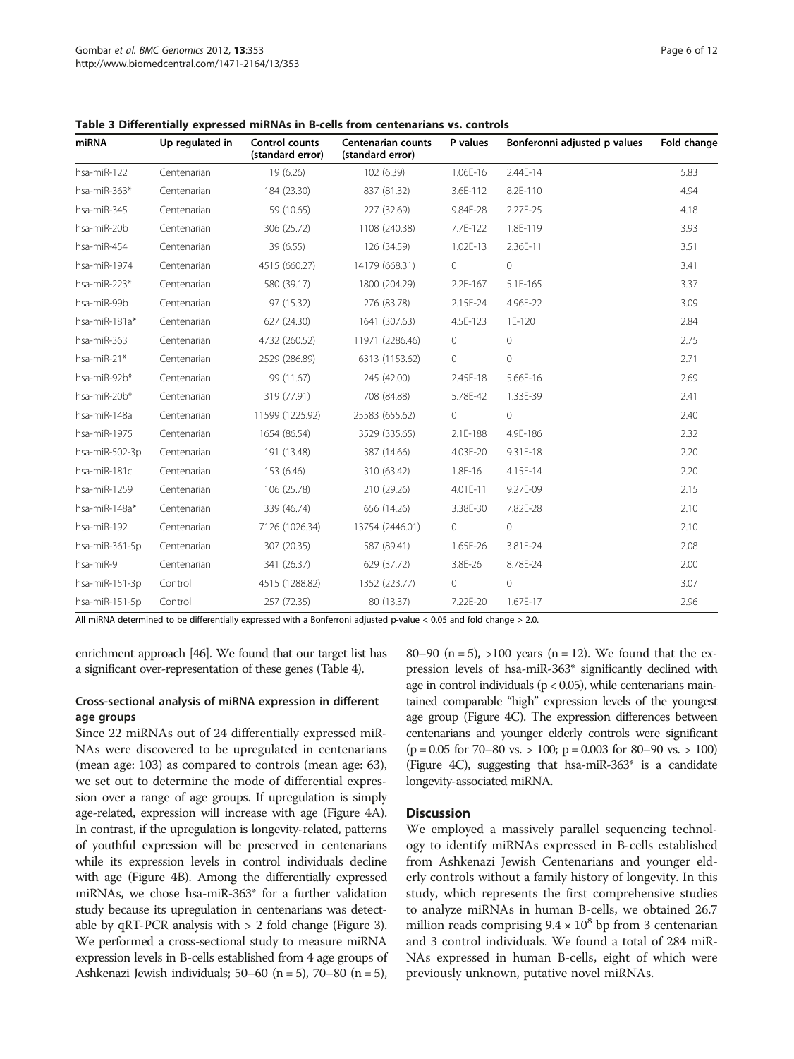**Table 3 Differentially expressed miRNAs in B-cells from centenarians vs. controls**

| miRNA | Up regulated in | Control counts (standard error) | Centenarian counts (standard error) | P values | Bonferonni adjusted p values | Fold change |
|---|---|---|---|---|---|---|
| hsa-miR-122 | Centenarian | 19 (6.26) | 102 (6.39) | 1.06E-16 | 2.44E-14 | 5.83 |
| hsa-miR-363* | Centenarian | 184 (23.30) | 837 (81.32) | 3.6E-112 | 8.2E-110 | 4.94 |
| hsa-miR-345 | Centenarian | 59 (10.65) | 227 (32.69) | 9.84E-28 | 2.27E-25 | 4.18 |
| hsa-miR-20b | Centenarian | 306 (25.72) | 1108 (240.38) | 7.7E-122 | 1.8E-119 | 3.93 |
| hsa-miR-454 | Centenarian | 39 (6.55) | 126 (34.59) | 1.02E-13 | 2.36E-11 | 3.51 |
| hsa-miR-1974 | Centenarian | 4515 (660.27) | 14179 (668.31) | 0 | 0 | 3.41 |
| hsa-miR-223* | Centenarian | 580 (39.17) | 1800 (204.29) | 2.2E-167 | 5.1E-165 | 3.37 |
| hsa-miR-99b | Centenarian | 97 (15.32) | 276 (83.78) | 2.15E-24 | 4.96E-22 | 3.09 |
| hsa-miR-181a* | Centenarian | 627 (24.30) | 1641 (307.63) | 4.5E-123 | 1E-120 | 2.84 |
| hsa-miR-363 | Centenarian | 4732 (260.52) | 11971 (2286.46) | 0 | 0 | 2.75 |
| hsa-miR-21* | Centenarian | 2529 (286.89) | 6313 (1153.62) | 0 | 0 | 2.71 |
| hsa-miR-92b* | Centenarian | 99 (11.67) | 245 (42.00) | 2.45E-18 | 5.66E-16 | 2.69 |
| hsa-miR-20b* | Centenarian | 319 (77.91) | 708 (84.88) | 5.78E-42 | 1.33E-39 | 2.41 |
| hsa-miR-148a | Centenarian | 11599 (1225.92) | 25583 (655.62) | 0 | 0 | 2.40 |
| hsa-miR-1975 | Centenarian | 1654 (86.54) | 3529 (335.65) | 2.1E-188 | 4.9E-186 | 2.32 |
| hsa-miR-502-3p | Centenarian | 191 (13.48) | 387 (14.66) | 4.03E-20 | 9.31E-18 | 2.20 |
| hsa-miR-181c | Centenarian | 153 (6.46) | 310 (63.42) | 1.8E-16 | 4.15E-14 | 2.20 |
| hsa-miR-1259 | Centenarian | 106 (25.78) | 210 (29.26) | 4.01E-11 | 9.27E-09 | 2.15 |
| hsa-miR-148a* | Centenarian | 339 (46.74) | 656 (14.26) | 3.38E-30 | 7.82E-28 | 2.10 |
| hsa-miR-192 | Centenarian | 7126 (1026.34) | 13754 (2446.01) | 0 | 0 | 2.10 |
| hsa-miR-361-5p | Centenarian | 307 (20.35) | 587 (89.41) | 1.65E-26 | 3.81E-24 | 2.08 |
| hsa-miR-9 | Centenarian | 341 (26.37) | 629 (37.72) | 3.8E-26 | 8.78E-24 | 2.00 |
| hsa-miR-151-3p | Control | 4515 (1288.82) | 1352 (223.77) | 0 | 0 | 3.07 |
| hsa-miR-151-5p | Control | 257 (72.35) | 80 (13.37) | 7.22E-20 | 1.67E-17 | 2.96 |

All miRNA determined to be differentially expressed with a Bonferroni adjusted p-value < 0.05 and fold change > 2.0.

enrichment approach [46]. We found that our target list has a significant over-representation of these genes (Table 4).

### Cross-sectional analysis of miRNA expression in different age groups

Since 22 miRNAs out of 24 differentially expressed miRNAs were discovered to be upregulated in centenarians (mean age: 103) as compared to controls (mean age: 63), we set out to determine the mode of differential expression over a range of age groups. If upregulation is simply age-related, expression will increase with age (Figure 4A). In contrast, if the upregulation is longevity-related, patterns of youthful expression will be preserved in centenarians while its expression levels in control individuals decline with age (Figure 4B). Among the differentially expressed miRNAs, we chose hsa-miR-363* for a further validation study because its upregulation in centenarians was detectable by qRT-PCR analysis with > 2 fold change (Figure 3). We performed a cross-sectional study to measure miRNA expression levels in B-cells established from 4 age groups of Ashkenazi Jewish individuals; 50–60 (n = 5), 70–80 (n = 5), 80–90 (n = 5), >100 years (n = 12). We found that the expression levels of hsa-miR-363* significantly declined with age in control individuals ($p < 0.05$), while centenarians maintained comparable "high" expression levels of the youngest age group (Figure 4C). The expression differences between centenarians and younger elderly controls were significant ($p = 0.05$ for 70–80 vs. > 100; $p = 0.003$ for 80–90 vs. > 100) (Figure 4C), suggesting that hsa-miR-363* is a candidate longevity-associated miRNA.

## Discussion

We employed a massively parallel sequencing technology to identify miRNAs expressed in B-cells established from Ashkenazi Jewish Centenarians and younger elderly controls without a family history of longevity. In this study, which represents the first comprehensive studies to analyze miRNAs in human B-cells, we obtained 26.7 million reads comprising $9.4 \times 10^8$ bp from 3 centenarian and 3 control individuals. We found a total of 284 miRNAs expressed in human B-cells, eight of which were previously unknown, putative novel miRNAs.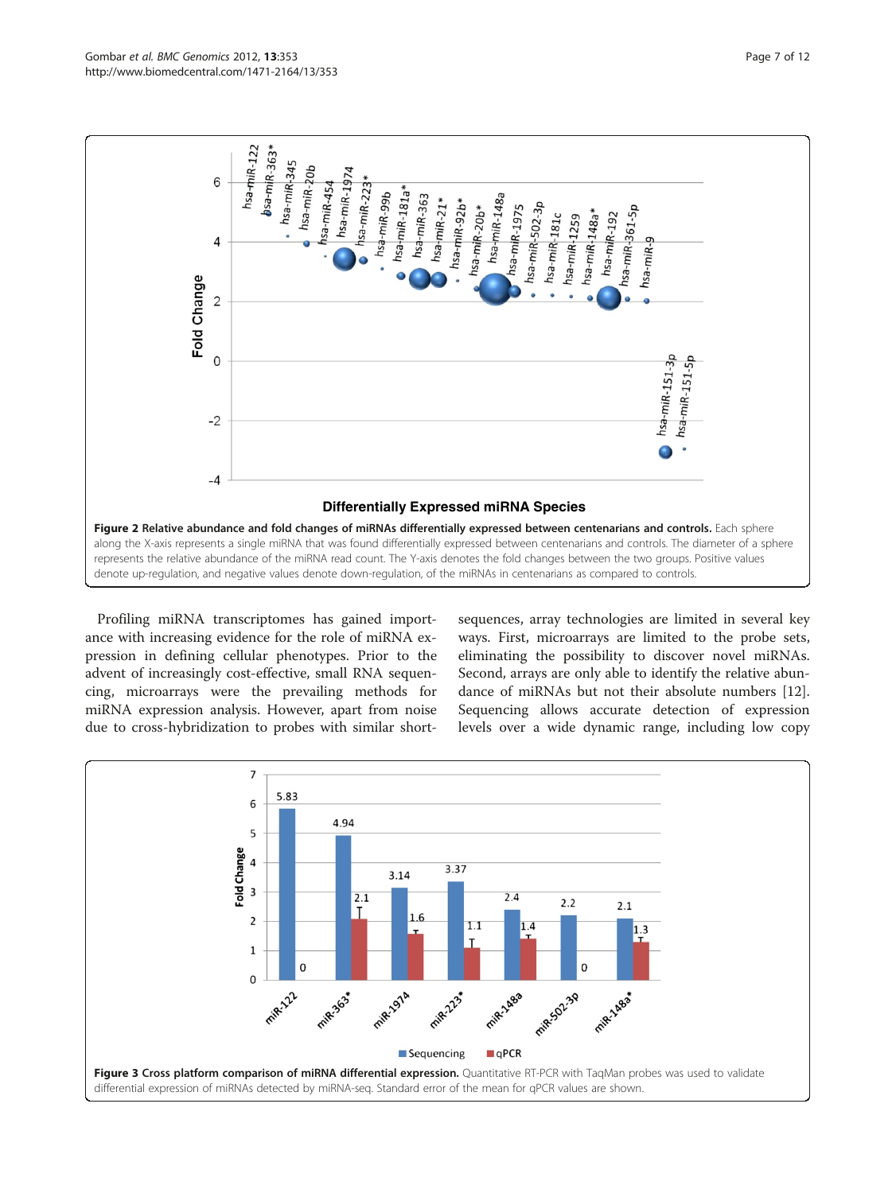**Figure 2 Relative abundance and fold changes of miRNAs differentially expressed between centenarians and controls.** Each sphere along the X-axis represents a single miRNA that was found differentially expressed between centenarians and controls. The diameter of a sphere represents the relative abundance of the miRNA read count. The Y-axis denotes the fold changes between the two groups. Positive values denote up-regulation, and negative values denote down-regulation, of the miRNAs in centenarians as compared to controls.

Profiling miRNA transcriptomes has gained importance with increasing evidence for the role of miRNA expression in defining cellular phenotypes. Prior to the advent of increasingly cost-effective, small RNA sequencing, microarrays were the prevailing methods for miRNA expression analysis. However, apart from noise due to cross-hybridization to probes with similar short-sequences, array technologies are limited in several key ways. First, microarrays are limited to the probe sets, eliminating the possibility to discover novel miRNAs. Second, arrays are only able to identify the relative abundance of miRNAs but not their absolute numbers [12]. Sequencing allows accurate detection of expression levels over a wide dynamic range, including low copy

**Figure 3 Cross platform comparison of miRNA differential expression.** Quantitative RT-PCR with TaqMan probes was used to validate differential expression of miRNAs detected by miRNA-seq. Standard error of the mean for qPCR values are shown.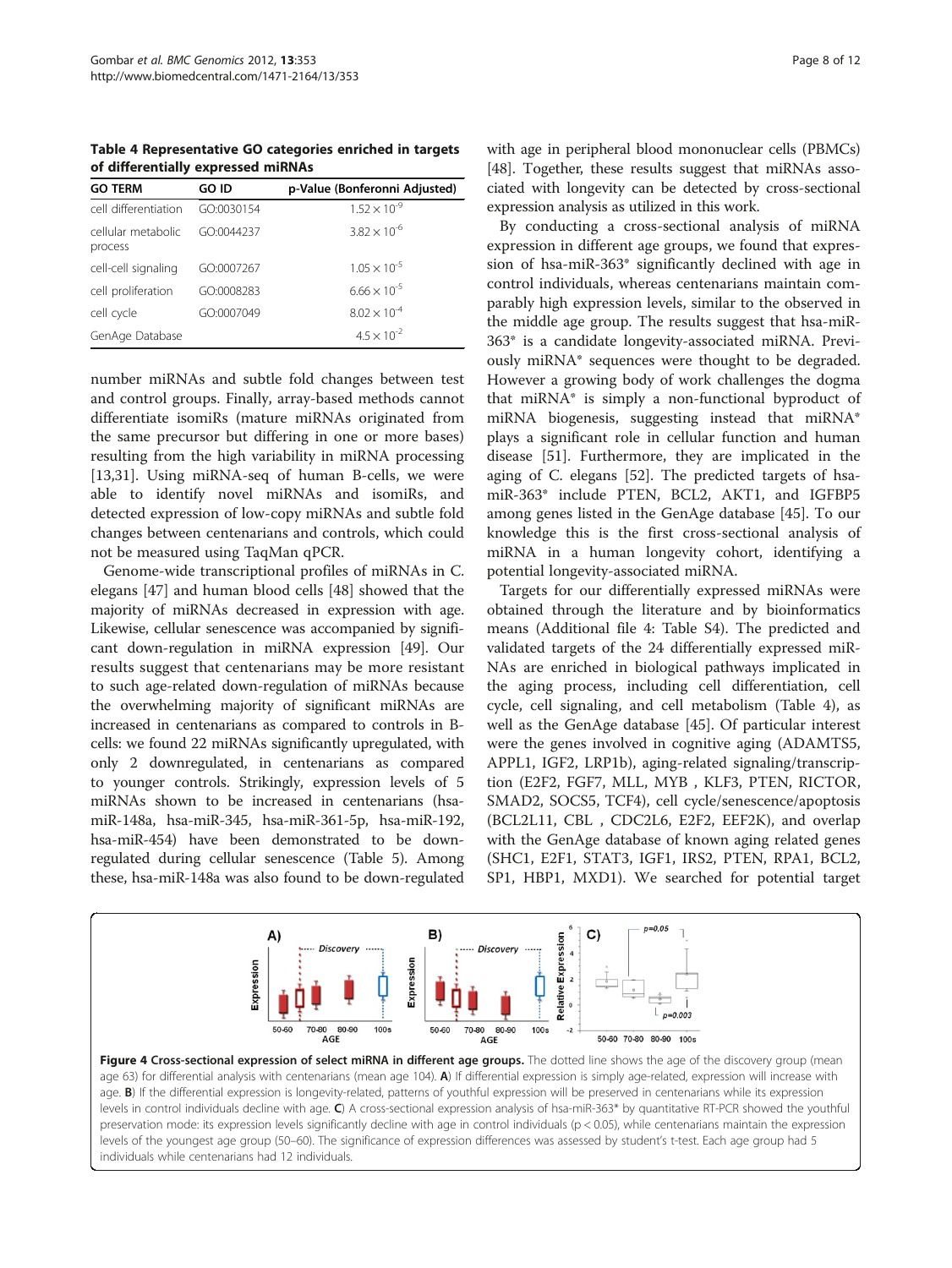**Table 4 Representative GO categories enriched in targets of differentially expressed miRNAs**

| GO TERM | GO ID | p-Value (Bonferonni Adjusted) |
|---|---|---|
| cell differentiation | GO:0030154 | $1.52 \times 10^{-9}$ |
| cellular metabolic process | GO:0044237 | $3.82 \times 10^{-6}$ |
| cell-cell signaling | GO:0007267 | $1.05 \times 10^{-5}$ |
| cell proliferation | GO:0008283 | $6.66 \times 10^{-5}$ |
| cell cycle | GO:0007049 | $8.02 \times 10^{-4}$ |
| GenAge Database | | $4.5 \times 10^{-2}$ |

number miRNAs and subtle fold changes between test and control groups. Finally, array-based methods cannot differentiate isomiRs (mature miRNAs originated from the same precursor but differing in one or more bases) resulting from the high variability in miRNA processing [13,31]. Using miRNA-seq of human B-cells, we were able to identify novel miRNAs and isomiRs, and detected expression of low-copy miRNAs and subtle fold changes between centenarians and controls, which could not be measured using TaqMan qPCR.

Genome-wide transcriptional profiles of miRNAs in C. elegans [47] and human blood cells [48] showed that the majority of miRNAs decreased in expression with age. Likewise, cellular senescence was accompanied by significant down-regulation in miRNA expression [49]. Our results suggest that centenarians may be more resistant to such age-related down-regulation of miRNAs because the overwhelming majority of significant miRNAs are increased in centenarians as compared to controls in B-cells: we found 22 miRNAs significantly upregulated, with only 2 downregulated, in centenarians as compared to younger controls. Strikingly, expression levels of 5 miRNAs shown to be increased in centenarians (hsa-miR-148a, hsa-miR-345, hsa-miR-361-5p, hsa-miR-192, hsa-miR-454) have been demonstrated to be down-regulated during cellular senescence (Table 5). Among these, hsa-miR-148a was also found to be down-regulated with age in peripheral blood mononuclear cells (PBMCs) [48]. Together, these results suggest that miRNAs associated with longevity can be detected by cross-sectional expression analysis as utilized in this work.

By conducting a cross-sectional analysis of miRNA expression in different age groups, we found that expression of hsa-miR-363* significantly declined with age in control individuals, whereas centenarians maintain comparably high expression levels, similar to the observed in the middle age group. The results suggest that hsa-miR-363* is a candidate longevity-associated miRNA. Previously miRNA* sequences were thought to be degraded. However a growing body of work challenges the dogma that miRNA* is simply a non-functional byproduct of miRNA biogenesis, suggesting instead that miRNA* plays a significant role in cellular function and human disease [51]. Furthermore, they are implicated in the aging of C. elegans [52]. The predicted targets of hsa-miR-363* include PTEN, BCL2, AKT1, and IGFBP5 among genes listed in the GenAge database [45]. To our knowledge this is the first cross-sectional analysis of miRNA in a human longevity cohort, identifying a potential longevity-associated miRNA.

Targets for our differentially expressed miRNAs were obtained through the literature and by bioinformatics means (Additional file 4: Table S4). The predicted and validated targets of the 24 differentially expressed miRNAs are enriched in biological pathways implicated in the aging process, including cell differentiation, cell cycle, cell signaling, and cell metabolism (Table 4), as well as the GenAge database [45]. Of particular interest were the genes involved in cognitive aging (ADAMTS5, APPL1, IGF2, LRP1b), aging-related signaling/transcription (E2F2, FGF7, MLL, MYB , KLF3, PTEN, RICTOR, SMAD2, SOCS5, TCF4), cell cycle/senescence/apoptosis (BCL2L11, CBL , CDC2L6, E2F2, EEF2K), and overlap with the GenAge database of known aging related genes (SHC1, E2F1, STAT3, IGF1, IRS2, PTEN, RPA1, BCL2, SP1, HBP1, MXD1). We searched for potential target

**Figure 4 Cross-sectional expression of select miRNA in different age groups.** The dotted line shows the age of the discovery group (mean age 63) for differential analysis with centenarians (mean age 104). **A**) If differential expression is simply age-related, expression will increase with age. **B**) If the differential expression is longevity-related, patterns of youthful expression will be preserved in centenarians while its expression levels in control individuals decline with age. **C**) A cross-sectional expression analysis of hsa-miR-363* by quantitative RT-PCR showed the youthful preservation mode: its expression levels significantly decline with age in control individuals ($p < 0.05$), while centenarians maintain the expression levels of the youngest age group (50–60). The significance of expression differences was assessed by student's t-test. Each age group had 5 individuals while centenarians had 12 individuals.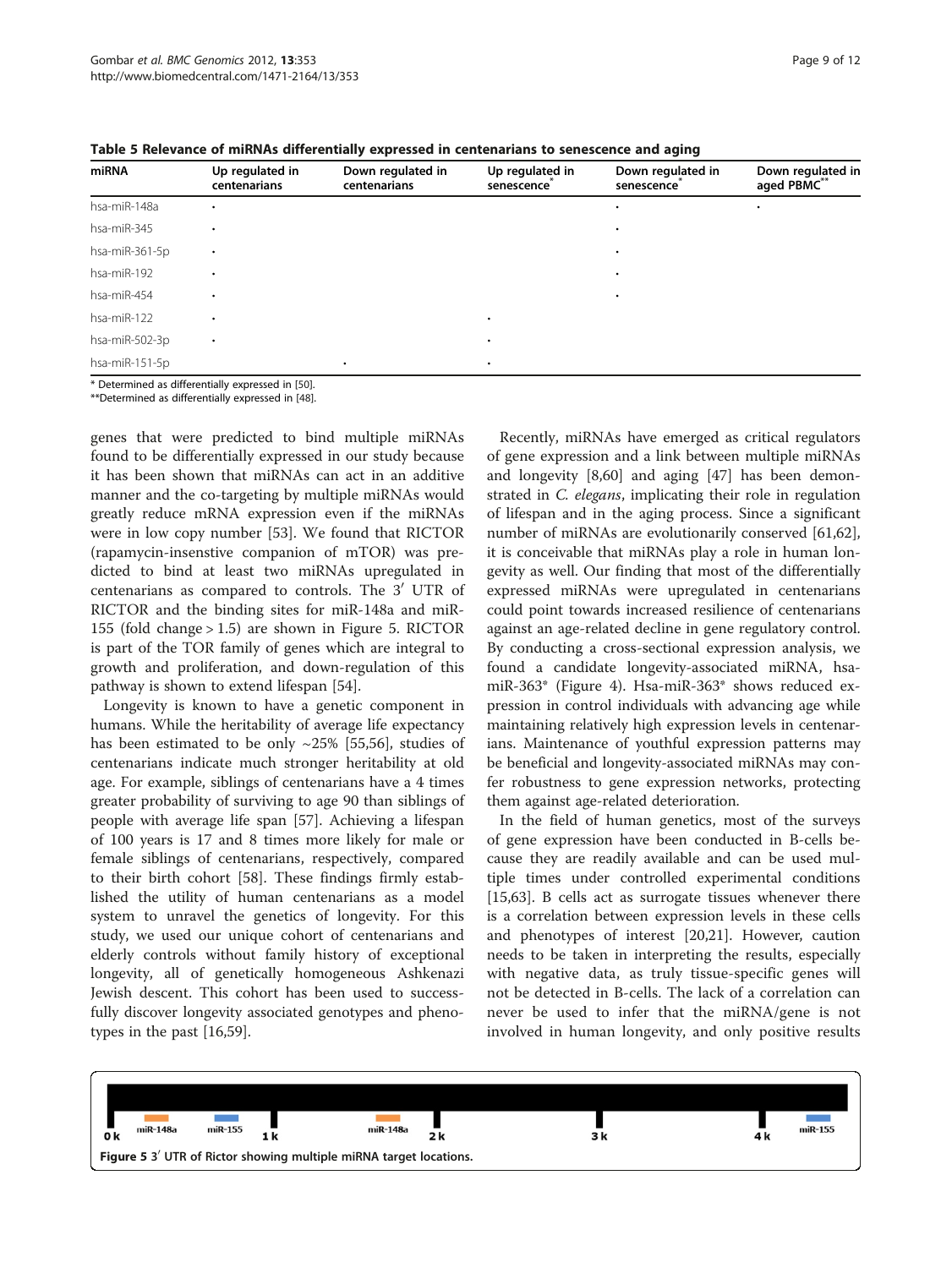**Table 5 Relevance of miRNAs differentially expressed in centenarians to senescence and aging**

| miRNA | Up regulated in centenarians | Down regulated in centenarians | Up regulated in senescence* | Down regulated in senescence* | Down regulated in aged PBMC** |
|---|---|---|---|---|---|
| hsa-miR-148a | • | | | • | • |
| hsa-miR-345 | • | | | • | |
| hsa-miR-361-5p | • | | | • | |
| hsa-miR-192 | • | | | • | |
| hsa-miR-454 | • | | | • | |
| hsa-miR-122 | • | | • | | |
| hsa-miR-502-3p | • | | • | | |
| hsa-miR-151-5p | | • | • | | |

\* Determined as differentially expressed in [50].
\*\*Determined as differentially expressed in [48].

genes that were predicted to bind multiple miRNAs found to be differentially expressed in our study because it has been shown that miRNAs can act in an additive manner and the co-targeting by multiple miRNAs would greatly reduce mRNA expression even if the miRNAs were in low copy number [53]. We found that RICTOR (rapamycin-insenstive companion of mTOR) was predicted to bind at least two miRNAs upregulated in centenarians as compared to controls. The 3′ UTR of RICTOR and the binding sites for miR-148a and miR-155 (fold change > 1.5) are shown in Figure 5. RICTOR is part of the TOR family of genes which are integral to growth and proliferation, and down-regulation of this pathway is shown to extend lifespan [54].

Longevity is known to have a genetic component in humans. While the heritability of average life expectancy has been estimated to be only ~25% [55,56], studies of centenarians indicate much stronger heritability at old age. For example, siblings of centenarians have a 4 times greater probability of surviving to age 90 than siblings of people with average life span [57]. Achieving a lifespan of 100 years is 17 and 8 times more likely for male or female siblings of centenarians, respectively, compared to their birth cohort [58]. These findings firmly established the utility of human centenarians as a model system to unravel the genetics of longevity. For this study, we used our unique cohort of centenarians and elderly controls without family history of exceptional longevity, all of genetically homogeneous Ashkenazi Jewish descent. This cohort has been used to successfully discover longevity associated genotypes and phenotypes in the past [16,59].

Recently, miRNAs have emerged as critical regulators of gene expression and a link between multiple miRNAs and longevity [8,60] and aging [47] has been demonstrated in *C. elegans*, implicating their role in regulation of lifespan and in the aging process. Since a significant number of miRNAs are evolutionarily conserved [61,62], it is conceivable that miRNAs play a role in human longevity as well. Our finding that most of the differentially expressed miRNAs were upregulated in centenarians could point towards increased resilience of centenarians against an age-related decline in gene regulatory control. By conducting a cross-sectional expression analysis, we found a candidate longevity-associated miRNA, hsa-miR-363* (Figure 4). Hsa-miR-363* shows reduced expression in control individuals with advancing age while maintaining relatively high expression levels in centenarians. Maintenance of youthful expression patterns may be beneficial and longevity-associated miRNAs may confer robustness to gene expression networks, protecting them against age-related deterioration.

In the field of human genetics, most of the surveys of gene expression have been conducted in B-cells because they are readily available and can be used multiple times under controlled experimental conditions [15,63]. B cells act as surrogate tissues whenever there is a correlation between expression levels in these cells and phenotypes of interest [20,21]. However, caution needs to be taken in interpreting the results, especially with negative data, as truly tissue-specific genes will not be detected in B-cells. The lack of a correlation can never be used to infer that the miRNA/gene is not involved in human longevity, and only positive results

**Figure 5** 3′ UTR of Rictor showing multiple miRNA target locations.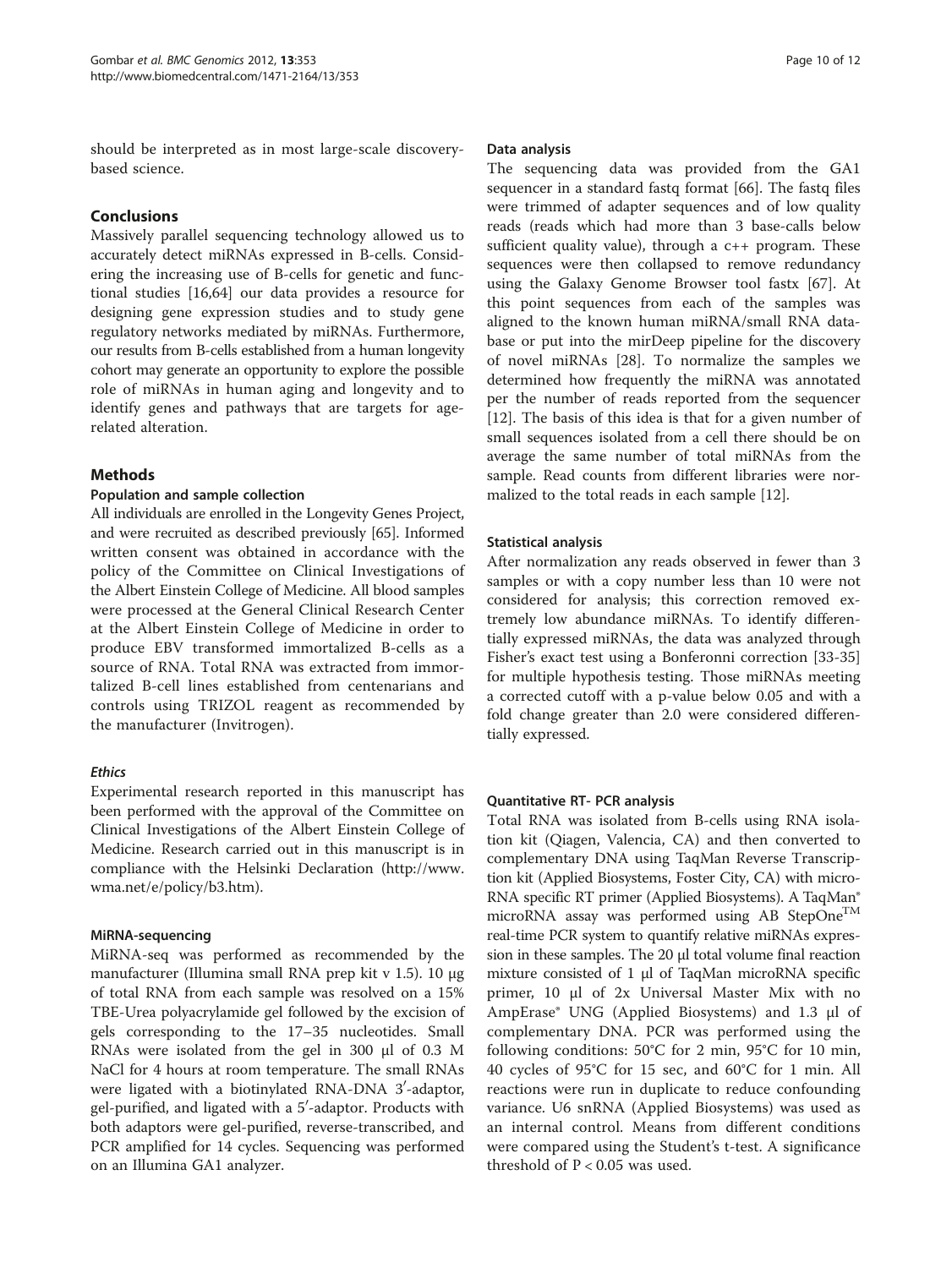should be interpreted as in most large-scale discovery-based science.

## Conclusions

Massively parallel sequencing technology allowed us to accurately detect miRNAs expressed in B-cells. Considering the increasing use of B-cells for genetic and functional studies [16,64] our data provides a resource for designing gene expression studies and to study gene regulatory networks mediated by miRNAs. Furthermore, our results from B-cells established from a human longevity cohort may generate an opportunity to explore the possible role of miRNAs in human aging and longevity and to identify genes and pathways that are targets for age-related alteration.

## Methods

### Population and sample collection

All individuals are enrolled in the Longevity Genes Project, and were recruited as described previously [65]. Informed written consent was obtained in accordance with the policy of the Committee on Clinical Investigations of the Albert Einstein College of Medicine. All blood samples were processed at the General Clinical Research Center at the Albert Einstein College of Medicine in order to produce EBV transformed immortalized B-cells as a source of RNA. Total RNA was extracted from immortalized B-cell lines established from centenarians and controls using TRIZOL reagent as recommended by the manufacturer (Invitrogen).

#### *Ethics*

Experimental research reported in this manuscript has been performed with the approval of the Committee on Clinical Investigations of the Albert Einstein College of Medicine. Research carried out in this manuscript is in compliance with the Helsinki Declaration (http://www.wma.net/e/policy/b3.htm).

### MiRNA-sequencing

MiRNA-seq was performed as recommended by the manufacturer (Illumina small RNA prep kit v 1.5). 10 μg of total RNA from each sample was resolved on a 15% TBE-Urea polyacrylamide gel followed by the excision of gels corresponding to the 17–35 nucleotides. Small RNAs were isolated from the gel in 300 μl of 0.3 M NaCl for 4 hours at room temperature. The small RNAs were ligated with a biotinylated RNA-DNA 3′-adaptor, gel-purified, and ligated with a 5′-adaptor. Products with both adaptors were gel-purified, reverse-transcribed, and PCR amplified for 14 cycles. Sequencing was performed on an Illumina GA1 analyzer.

### Data analysis

The sequencing data was provided from the GA1 sequencer in a standard fastq format [66]. The fastq files were trimmed of adapter sequences and of low quality reads (reads which had more than 3 base-calls below sufficient quality value), through a c++ program. These sequences were then collapsed to remove redundancy using the Galaxy Genome Browser tool fastx [67]. At this point sequences from each of the samples was aligned to the known human miRNA/small RNA database or put into the mirDeep pipeline for the discovery of novel miRNAs [28]. To normalize the samples we determined how frequently the miRNA was annotated per the number of reads reported from the sequencer [12]. The basis of this idea is that for a given number of small sequences isolated from a cell there should be on average the same number of total miRNAs from the sample. Read counts from different libraries were normalized to the total reads in each sample [12].

### Statistical analysis

After normalization any reads observed in fewer than 3 samples or with a copy number less than 10 were not considered for analysis; this correction removed extremely low abundance miRNAs. To identify differentially expressed miRNAs, the data was analyzed through Fisher's exact test using a Bonferonni correction [33-35] for multiple hypothesis testing. Those miRNAs meeting a corrected cutoff with a p-value below 0.05 and with a fold change greater than 2.0 were considered differentially expressed.

### Quantitative RT- PCR analysis

Total RNA was isolated from B-cells using RNA isolation kit (Qiagen, Valencia, CA) and then converted to complementary DNA using TaqMan Reverse Transcription kit (Applied Biosystems, Foster City, CA) with microRNA specific RT primer (Applied Biosystems). A TaqMan® microRNA assay was performed using AB StepOne™ real-time PCR system to quantify relative miRNAs expression in these samples. The 20 μl total volume final reaction mixture consisted of 1 μl of TaqMan microRNA specific primer, 10 μl of 2x Universal Master Mix with no AmpErase® UNG (Applied Biosystems) and 1.3 μl of complementary DNA. PCR was performed using the following conditions: 50°C for 2 min, 95°C for 10 min, 40 cycles of 95°C for 15 sec, and 60°C for 1 min. All reactions were run in duplicate to reduce confounding variance. U6 snRNA (Applied Biosystems) was used as an internal control. Means from different conditions were compared using the Student's t-test. A significance threshold of $P < 0.05$ was used.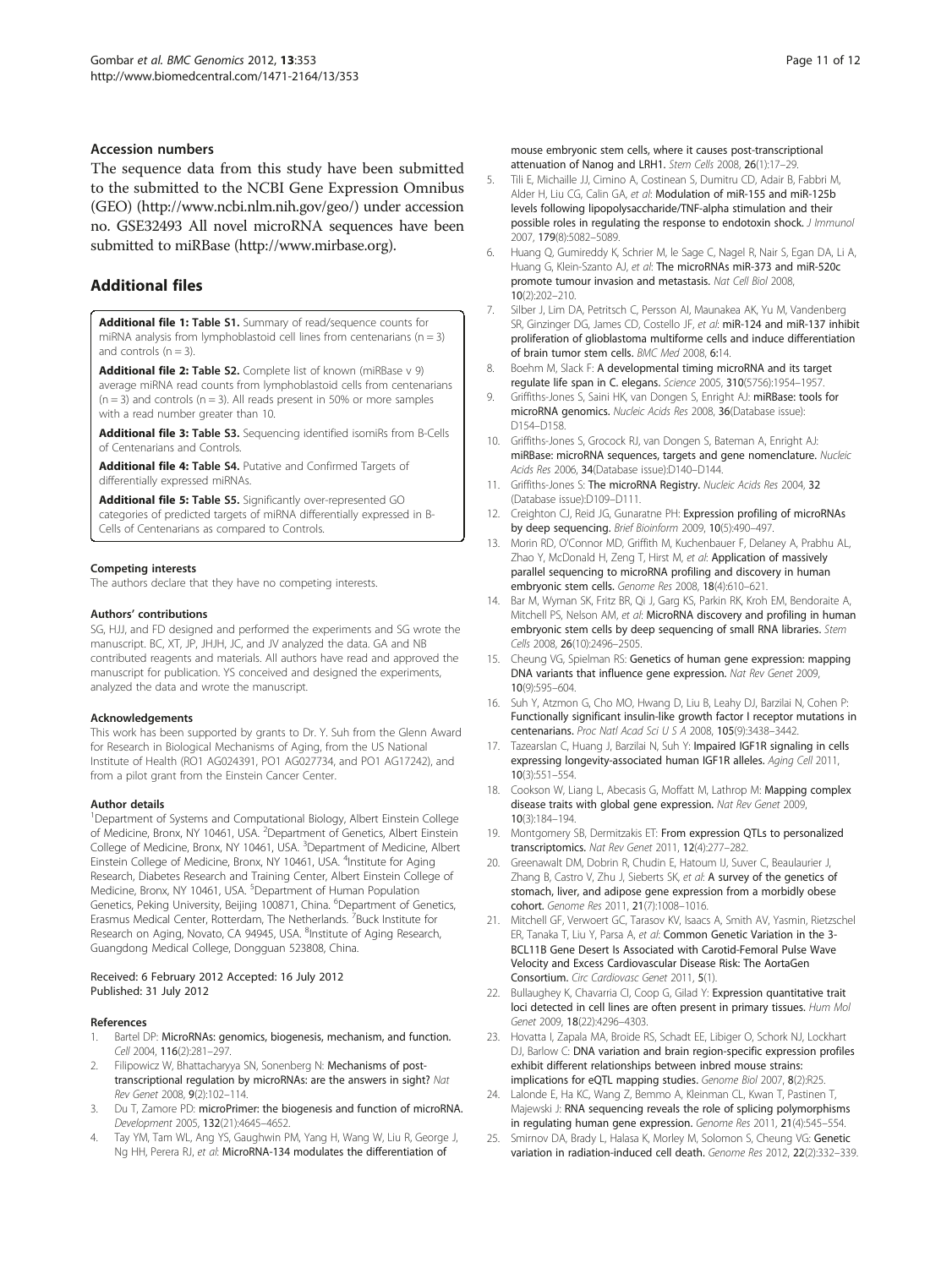### Accession numbers

The sequence data from this study have been submitted to the submitted to the NCBI Gene Expression Omnibus (GEO) (http://www.ncbi.nlm.nih.gov/geo/) under accession no. GSE32493 All novel microRNA sequences have been submitted to miRBase (http://www.mirbase.org).

## Additional files

**Additional file 1: Table S1.** Summary of read/sequence counts for miRNA analysis from lymphoblastoid cell lines from centenarians (n = 3) and controls (n = 3).

**Additional file 2: Table S2.** Complete list of known (miRBase v 9) average miRNA read counts from lymphoblastoid cells from centenarians (n = 3) and controls (n = 3). All reads present in 50% or more samples with a read number greater than 10.

**Additional file 3: Table S3.** Sequencing identified isomiRs from B-Cells of Centenarians and Controls.

**Additional file 4: Table S4.** Putative and Confirmed Targets of differentially expressed miRNAs.

**Additional file 5: Table S5.** Significantly over-represented GO categories of predicted targets of miRNA differentially expressed in B-Cells of Centenarians as compared to Controls.

#### Competing interests

The authors declare that they have no competing interests.

#### Authors' contributions

SG, HJJ, and FD designed and performed the experiments and SG wrote the manuscript. BC, XT, JP, JHJH, JC, and JV analyzed the data. GA and NB contributed reagents and materials. All authors have read and approved the manuscript for publication. YS conceived and designed the experiments, analyzed the data and wrote the manuscript.

#### Acknowledgements

This work has been supported by grants to Dr. Y. Suh from the Glenn Award for Research in Biological Mechanisms of Aging, from the US National Institute of Health (RO1 AG024391, PO1 AG027734, and PO1 AG17242), and from a pilot grant from the Einstein Cancer Center.

#### Author details

[1]Department of Systems and Computational Biology, Albert Einstein College of Medicine, Bronx, NY 10461, USA. [2]Department of Genetics, Albert Einstein College of Medicine, Bronx, NY 10461, USA. [3]Department of Medicine, Albert Einstein College of Medicine, Bronx, NY 10461, USA. [4]Institute for Aging Research, Diabetes Research and Training Center, Albert Einstein College of Medicine, Bronx, NY 10461, USA. [5]Department of Human Population Genetics, Peking University, Beijing 100871, China. [6]Department of Genetics, Erasmus Medical Center, Rotterdam, The Netherlands. [7]Buck Institute for Research on Aging, Novato, CA 94945, USA. [8]Institute of Aging Research, Guangdong Medical College, Dongguan 523808, China.

Received: 6 February 2012 Accepted: 16 July 2012
Published: 31 July 2012

#### References

1. Bartel DP: **MicroRNAs: genomics, biogenesis, mechanism, and function.** *Cell* 2004, **116**(2):281–297.
2. Filipowicz W, Bhattacharyya SN, Sonenberg N: **Mechanisms of post-transcriptional regulation by microRNAs: are the answers in sight?** *Nat Rev Genet* 2008, **9**(2):102–114.
3. Du T, Zamore PD: **microPrimer: the biogenesis and function of microRNA.** *Development* 2005, **132**(21):4645–4652.
4. Tay YM, Tam WL, Ang YS, Gaughwin PM, Yang H, Wang W, Liu R, George J, Ng HH, Perera RJ, *et al*: **MicroRNA-134 modulates the differentiation of mouse embryonic stem cells, where it causes post-transcriptional attenuation of Nanog and LRH1.** *Stem Cells* 2008, **26**(1):17–29.
5. Tili E, Michaille JJ, Cimino A, Costinean S, Dumitru CD, Adair B, Fabbri M, Alder H, Liu CG, Calin GA, *et al*: **Modulation of miR-155 and miR-125b levels following lipopolysaccharide/TNF-alpha stimulation and their possible roles in regulating the response to endotoxin shock.** *J Immunol* 2007, **179**(8):5082–5089.
6. Huang Q, Gumireddy K, Schrier M, le Sage C, Nagel R, Nair S, Egan DA, Li A, Huang G, Klein-Szanto AJ, *et al*: **The microRNAs miR-373 and miR-520c promote tumour invasion and metastasis.** *Nat Cell Biol* 2008, **10**(2):202–210.
7. Silber J, Lim DA, Petritsch C, Persson AI, Maunakea AK, Yu M, Vandenberg SR, Ginzinger DG, James CD, Costello JF, *et al*: **miR-124 and miR-137 inhibit proliferation of glioblastoma multiforme cells and induce differentiation of brain tumor stem cells.** *BMC Med* 2008, **6**:14.
8. Boehm M, Slack F: **A developmental timing microRNA and its target regulate life span in C. elegans.** *Science* 2005, **310**(5756):1954–1957.
9. Griffiths-Jones S, Saini HK, van Dongen S, Enright AJ: **miRBase: tools for microRNA genomics.** *Nucleic Acids Res* 2008, **36**(Database issue): D154–D158.
10. Griffiths-Jones S, Grocock RJ, van Dongen S, Bateman A, Enright AJ: **miRBase: microRNA sequences, targets and gene nomenclature.** *Nucleic Acids Res* 2006, **34**(Database issue):D140–D144.
11. Griffiths-Jones S: **The microRNA Registry.** *Nucleic Acids Res* 2004, **32** (Database issue):D109–D111.
12. Creighton CJ, Reid JG, Gunaratne PH: **Expression profiling of microRNAs by deep sequencing.** *Brief Bioinform* 2009, **10**(5):490–497.
13. Morin RD, O'Connor MD, Griffith M, Kuchenbauer F, Delaney A, Prabhu AL, Zhao Y, McDonald H, Zeng T, Hirst M, *et al*: **Application of massively parallel sequencing to microRNA profiling and discovery in human embryonic stem cells.** *Genome Res* 2008, **18**(4):610–621.
14. Bar M, Wyman SK, Fritz BR, Qi J, Garg KS, Parkin RK, Kroh EM, Bendoraite A, Mitchell PS, Nelson AM, *et al*: **MicroRNA discovery and profiling in human embryonic stem cells by deep sequencing of small RNA libraries.** *Stem Cells* 2008, **26**(10):2496–2505.
15. Cheung VG, Spielman RS: **Genetics of human gene expression: mapping DNA variants that influence gene expression.** *Nat Rev Genet* 2009, **10**(9):595–604.
16. Suh Y, Atzmon G, Cho MO, Hwang D, Liu B, Leahy DJ, Barzilai N, Cohen P: **Functionally significant insulin-like growth factor I receptor mutations in centenarians.** *Proc Natl Acad Sci U S A* 2008, **105**(9):3438–3442.
17. Tazearslan C, Huang J, Barzilai N, Suh Y: **Impaired IGF1R signaling in cells expressing longevity-associated human IGF1R alleles.** *Aging Cell* 2011, **10**(3):551–554.
18. Cookson W, Liang L, Abecasis G, Moffatt M, Lathrop M: **Mapping complex disease traits with global gene expression.** *Nat Rev Genet* 2009, **10**(3):184–194.
19. Montgomery SB, Dermitzakis ET: **From expression QTLs to personalized transcriptomics.** *Nat Rev Genet* 2011, **12**(4):277–282.
20. Greenawalt DM, Dobrin R, Chudin E, Hatoum IJ, Suver C, Beaulaurier J, Zhang B, Castro V, Zhu J, Sieberts SK, *et al*: **A survey of the genetics of stomach, liver, and adipose gene expression from a morbidly obese cohort.** *Genome Res* 2011, **21**(7):1008–1016.
21. Mitchell GF, Verwoert GC, Tarasov KV, Isaacs A, Smith AV, Yasmin, Rietzschel ER, Tanaka T, Liu Y, Parsa A, *et al*: **Common Genetic Variation in the 3-BCL11B Gene Desert Is Associated with Carotid-Femoral Pulse Wave Velocity and Excess Cardiovascular Disease Risk: The AortaGen Consortium.** *Circ Cardiovasc Genet* 2011, **5**(1).
22. Bullaughey K, Chavarria CI, Coop G, Gilad Y: **Expression quantitative trait loci detected in cell lines are often present in primary tissues.** *Hum Mol Genet* 2009, **18**(22):4296–4303.
23. Hovatta I, Zapala MA, Broide RS, Schadt EE, Libiger O, Schork NJ, Lockhart DJ, Barlow C: **DNA variation and brain region-specific expression profiles exhibit different relationships between inbred mouse strains: implications for eQTL mapping studies.** *Genome Biol* 2007, **8**(2):R25.
24. Lalonde E, Ha KC, Wang Z, Bemmo A, Kleinman CL, Kwan T, Pastinen T, Majewski J: **RNA sequencing reveals the role of splicing polymorphisms in regulating human gene expression.** *Genome Res* 2011, **21**(4):545–554.
25. Smirnov DA, Brady L, Halasa K, Morley M, Solomon S, Cheung VG: **Genetic variation in radiation-induced cell death.** *Genome Res* 2012, **22**(2):332–339.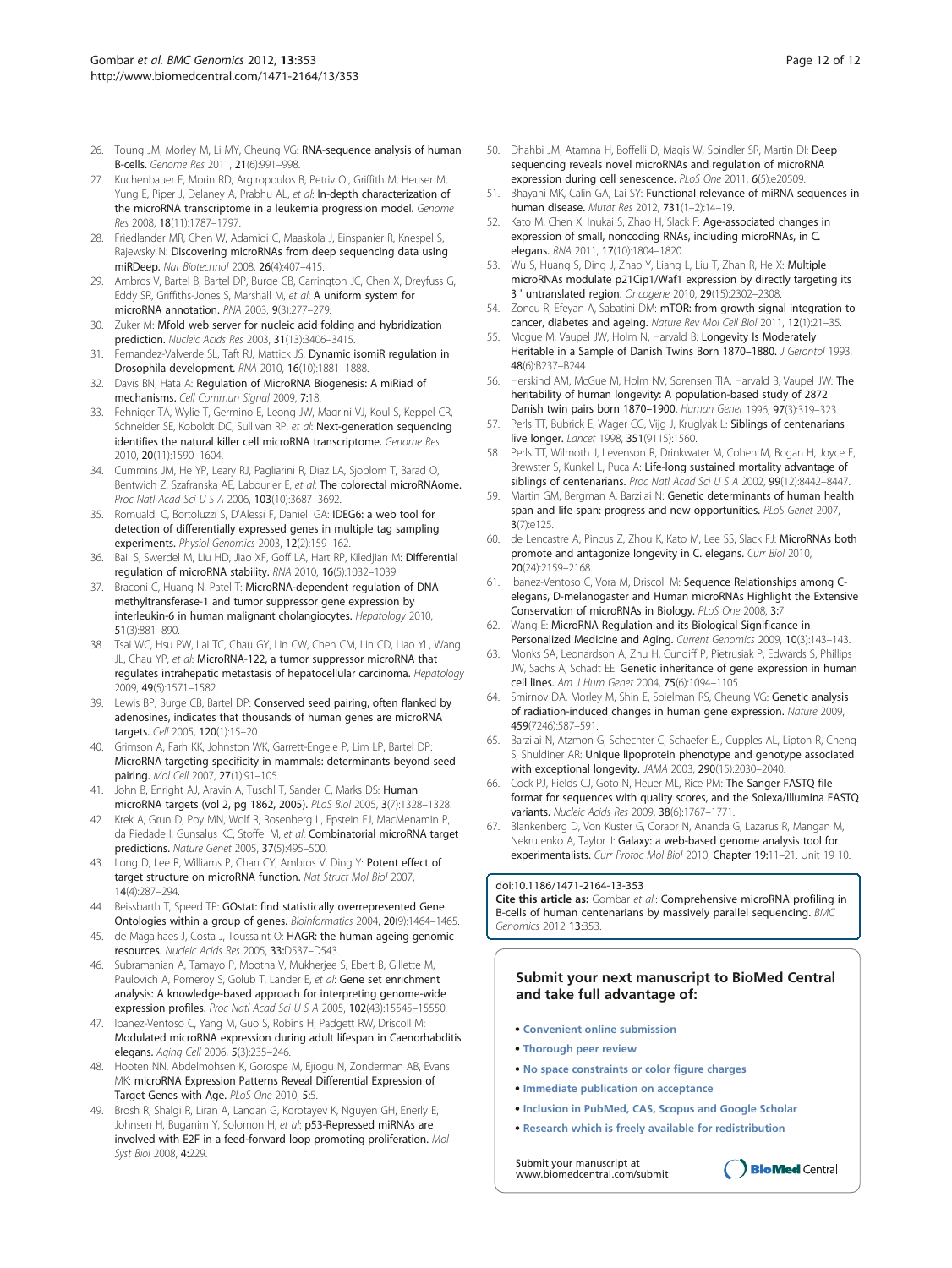26. Toung JM, Morley M, Li MY, Cheung VG: **RNA-sequence analysis of human B-cells.** *Genome Res* 2011, **21**(6):991–998.
27. Kuchenbauer F, Morin RD, Argiropoulos B, Petriv OI, Griffith M, Heuser M, Yung E, Piper J, Delaney A, Prabhu AL, *et al*: **In-depth characterization of the microRNA transcriptome in a leukemia progression model.** *Genome Res* 2008, **18**(11):1787–1797.
28. Friedlander MR, Chen W, Adamidi C, Maaskola J, Einspanier R, Knespel S, Rajewsky N: **Discovering microRNAs from deep sequencing data using miRDeep.** *Nat Biotechnol* 2008, **26**(4):407–415.
29. Ambros V, Bartel B, Bartel DP, Burge CB, Carrington JC, Chen X, Dreyfuss G, Eddy SR, Griffiths-Jones S, Marshall M, *et al*: **A uniform system for microRNA annotation.** *RNA* 2003, **9**(3):277–279.
30. Zuker M: **Mfold web server for nucleic acid folding and hybridization prediction.** *Nucleic Acids Res* 2003, **31**(13):3406–3415.
31. Fernandez-Valverde SL, Taft RJ, Mattick JS: **Dynamic isomiR regulation in Drosophila development.** *RNA* 2010, **16**(10):1881–1888.
32. Davis BN, Hata A: **Regulation of MicroRNA Biogenesis: A miRiad of mechanisms.** *Cell Commun Signal* 2009, **7**:18.
33. Fehniger TA, Wylie T, Germino E, Leong JW, Magrini VJ, Koul S, Keppel CR, Schneider SE, Koboldt DC, Sullivan RP, *et al*: **Next-generation sequencing identifies the natural killer cell microRNA transcriptome.** *Genome Res* 2010, **20**(11):1590–1604.
34. Cummins JM, He YP, Leary RJ, Pagliarini R, Diaz LA, Sjoblom T, Barad O, Bentwich Z, Szafranska AE, Labourier E, *et al*: **The colorectal microRNAome.** *Proc Natl Acad Sci U S A* 2006, **103**(10):3687–3692.
35. Romualdi C, Bortoluzzi S, D'Alessi F, Danieli GA: **IDEG6: a web tool for detection of differentially expressed genes in multiple tag sampling experiments.** *Physiol Genomics* 2003, **12**(2):159–162.
36. Bail S, Swerdel M, Liu HD, Jiao XF, Goff LA, Hart RP, Kiledjian M: **Differential regulation of microRNA stability.** *RNA* 2010, **16**(5):1032–1039.
37. Braconi C, Huang N, Patel T: **MicroRNA-dependent regulation of DNA methyltransferase-1 and tumor suppressor gene expression by interleukin-6 in human malignant cholangiocytes.** *Hepatology* 2010, **51**(3):881–890.
38. Tsai WC, Hsu PW, Lai TC, Chau GY, Lin CW, Chen CM, Lin CD, Liao YL, Wang JL, Chau YP, *et al*: **MicroRNA-122, a tumor suppressor microRNA that regulates intrahepatic metastasis of hepatocellular carcinoma.** *Hepatology* 2009, **49**(5):1571–1582.
39. Lewis BP, Burge CB, Bartel DP: **Conserved seed pairing, often flanked by adenosines, indicates that thousands of human genes are microRNA targets.** *Cell* 2005, **120**(1):15–20.
40. Grimson A, Farh KK, Johnston WK, Garrett-Engele P, Lim LP, Bartel DP: **MicroRNA targeting specificity in mammals: determinants beyond seed pairing.** *Mol Cell* 2007, **27**(1):91–105.
41. John B, Enright AJ, Aravin A, Tuschl T, Sander C, Marks DS: **Human microRNA targets (vol 2, pg 1862, 2005).** *PLoS Biol* 2005, **3**(7):1328–1328.
42. Krek A, Grun D, Poy MN, Wolf R, Rosenberg L, Epstein EJ, MacMenamin P, da Piedade I, Gunsalus KC, Stoffel M, *et al*: **Combinatorial microRNA target predictions.** *Nature Genet* 2005, **37**(5):495–500.
43. Long D, Lee R, Williams P, Chan CY, Ambros V, Ding Y: **Potent effect of target structure on microRNA function.** *Nat Struct Mol Biol* 2007, **14**(4):287–294.
44. Beissbarth T, Speed TP: **GOstat: find statistically overrepresented Gene Ontologies within a group of genes.** *Bioinformatics* 2004, **20**(9):1464–1465.
45. de Magalhaes J, Costa J, Toussaint O: **HAGR: the human ageing genomic resources.** *Nucleic Acids Res* 2005, **33**:D537–D543.
46. Subramanian A, Tamayo P, Mootha V, Mukherjee S, Ebert B, Gillette M, Paulovich A, Pomeroy S, Golub T, Lander E, *et al*: **Gene set enrichment analysis: A knowledge-based approach for interpreting genome-wide expression profiles.** *Proc Natl Acad Sci U S A* 2005, **102**(43):15545–15550.
47. Ibanez-Ventoso C, Yang M, Guo S, Robins H, Padgett RW, Driscoll M: **Modulated microRNA expression during adult lifespan in Caenorhabditis elegans.** *Aging Cell* 2006, **5**(3):235–246.
48. Hooten NN, Abdelmohsen K, Gorospe M, Ejiogu N, Zonderman AB, Evans MK: **microRNA Expression Patterns Reveal Differential Expression of Target Genes with Age.** *PLoS One* 2010, **5**:5.
49. Brosh R, Shalgi R, Liran A, Landan G, Korotayev K, Nguyen GH, Enerly E, Johnsen H, Buganim Y, Solomon H, *et al*: **p53-Repressed miRNAs are involved with E2F in a feed-forward loop promoting proliferation.** *Mol Syst Biol* 2008, **4**:229.
50. Dhahbi JM, Atamna H, Boffelli D, Magis W, Spindler SR, Martin DI: **Deep sequencing reveals novel microRNAs and regulation of microRNA expression during cell senescence.** *PLoS One* 2011, **6**(5):e20509.
51. Bhayani MK, Calin GA, Lai SY: **Functional relevance of miRNA sequences in human disease.** *Mutat Res* 2012, **731**(1–2):14–19.
52. Kato M, Chen X, Inukai S, Zhao H, Slack F: **Age-associated changes in expression of small, noncoding RNAs, including microRNAs, in C. elegans.** *RNA* 2011, **17**(10):1804–1820.
53. Wu S, Huang S, Ding J, Zhao Y, Liang L, Liu T, Zhan R, He X: **Multiple microRNAs modulate p21Cip1/Waf1 expression by directly targeting its 3 ' untranslated region.** *Oncogene* 2010, **29**(15):2302–2308.
54. Zoncu R, Efeyan A, Sabatini DM: **mTOR: from growth signal integration to cancer, diabetes and ageing.** *Nature Rev Mol Cell Biol* 2011, **12**(1):21–35.
55. Mcgue M, Vaupel JW, Holm N, Harvald B: **Longevity Is Moderately Heritable in a Sample of Danish Twins Born 1870–1880.** *J Gerontol* 1993, **48**(6):B237–B244.
56. Herskind AM, McGue M, Holm NV, Sorensen TIA, Harvald B, Vaupel JW: **The heritability of human longevity: A population-based study of 2872 Danish twin pairs born 1870–1900.** *Human Genet* 1996, **97**(3):319–323.
57. Perls TT, Bubrick E, Wager CG, Vijg J, Kruglyak L: **Siblings of centenarians live longer.** *Lancet* 1998, **351**(9115):1560.
58. Perls TT, Wilmoth J, Levenson R, Drinkwater M, Cohen M, Bogan H, Joyce E, Brewster S, Kunkel L, Puca A: **Life-long sustained mortality advantage of siblings of centenarians.** *Proc Natl Acad Sci U S A* 2002, **99**(12):8442–8447.
59. Martin GM, Bergman A, Barzilai N: **Genetic determinants of human health span and life span: progress and new opportunities.** *PLoS Genet* 2007, **3**(7):e125.
60. de Lencastre A, Pincus Z, Zhou K, Kato M, Lee SS, Slack FJ: **MicroRNAs both promote and antagonize longevity in C. elegans.** *Curr Biol* 2010, **20**(24):2159–2168.
61. Ibanez-Ventoso C, Vora M, Driscoll M: **Sequence Relationships among C-elegans, D-melanogaster and Human microRNAs Highlight the Extensive Conservation of microRNAs in Biology.** *PLoS One* 2008, **3**:7.
62. Wang E: **MicroRNA Regulation and its Biological Significance in Personalized Medicine and Aging.** *Current Genomics* 2009, **10**(3):143–143.
63. Monks SA, Leonardson A, Zhu H, Cundiff P, Pietrusiak P, Edwards S, Phillips JW, Sachs A, Schadt EE: **Genetic inheritance of gene expression in human cell lines.** *Am J Hum Genet* 2004, **75**(6):1094–1105.
64. Smirnov DA, Morley M, Shin E, Spielman RS, Cheung VG: **Genetic analysis of radiation-induced changes in human gene expression.** *Nature* 2009, **459**(7246):587–591.
65. Barzilai N, Atzmon G, Schechter C, Schaefer EJ, Cupples AL, Lipton R, Cheng S, Shuldiner AR: **Unique lipoprotein phenotype and genotype associated with exceptional longevity.** *JAMA* 2003, **290**(15):2030–2040.
66. Cock PJ, Fields CJ, Goto N, Heuer ML, Rice PM: **The Sanger FASTQ file format for sequences with quality scores, and the Solexa/Illumina FASTQ variants.** *Nucleic Acids Res* 2009, **38**(6):1767–1771.
67. Blankenberg D, Von Kuster G, Coraor N, Ananda G, Lazarus R, Mangan M, Nekrutenko A, Taylor J: **Galaxy: a web-based genome analysis tool for experimentalists.** *Curr Protoc Mol Biol* 2010, Chapter 19:11–21. Unit 19 10.

doi:10.1186/1471-2164-13-353

**Cite this article as:** Gombar *et al.*: Comprehensive microRNA profiling in B-cells of human centenarians by massively parallel sequencing. *BMC Genomics* 2012 **13**:353.